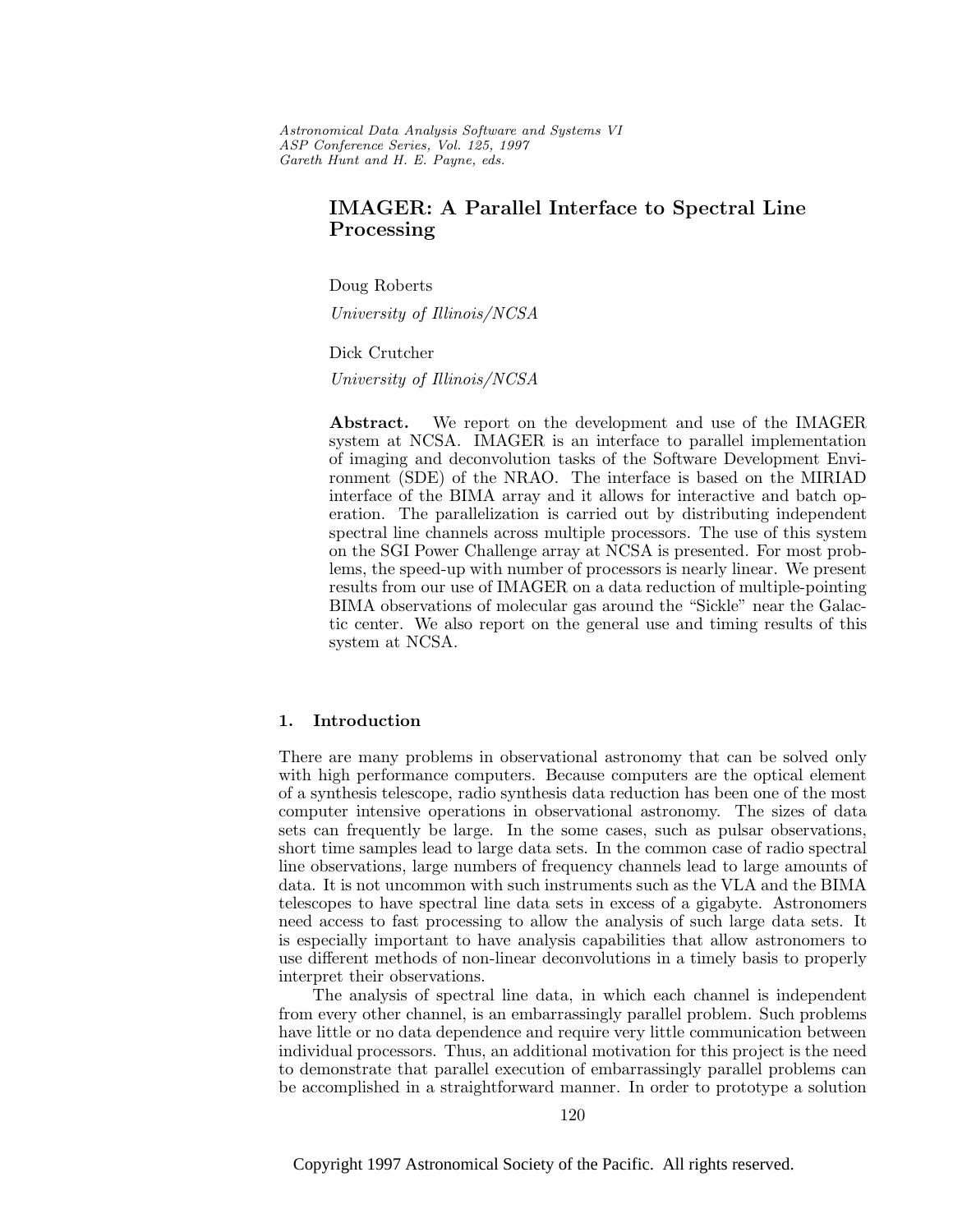# IMAGER: A Parallel Interface to Spectral Line Processing

Doug Roberts

*University of Illinois/NCSA*

Dick Crutcher

*University of Illinois/NCSA*

**Abstract.** We report on the development and use of the IMAGER system at NCSA. IMAGER is an interface to parallel implementation of imaging and deconvolution tasks of the Software Development Environment (SDE) of the NRAO. The interface is based on the MIRIAD interface of the BIMA array and it allows for interactive and batch operation. The parallelization is carried out by distributing independent spectral line channels across multiple processors. The use of this system on the SGI Power Challenge array at NCSA is presented. For most problems, the speed-up with number of processors is nearly linear. We present results from our use of IMAGER on a data reduction of multiple-pointing BIMA observations of molecular gas around the "Sickle" near the Galactic center. We also report on the general use and timing results of this system at NCSA.

## 1. Introduction

There are many problems in observational astronomy that can be solved only with high performance computers. Because computers are the optical element of a synthesis telescope, radio synthesis data reduction has been one of the most computer intensive operations in observational astronomy. The sizes of data sets can frequently be large. In the some cases, such as pulsar observations, short time samples lead to large data sets. In the common case of radio spectral line observations, large numbers of frequency channels lead to large amounts of data. It is not uncommon with such instruments such as the VLA and the BIMA telescopes to have spectral line data sets in excess of a gigabyte. Astronomers need access to fast processing to allow the analysis of such large data sets. It is especially important to have analysis capabilities that allow astronomers to use different methods of non-linear deconvolutions in a timely basis to properly interpret their observations.

The analysis of spectral line data, in which each channel is independent from every other channel, is an embarrassingly parallel problem. Such problems have little or no data dependence and require very little communication between individual processors. Thus, an additional motivation for this project is the need to demonstrate that parallel execution of embarrassingly parallel problems can be accomplished in a straightforward manner. In order to prototype a solution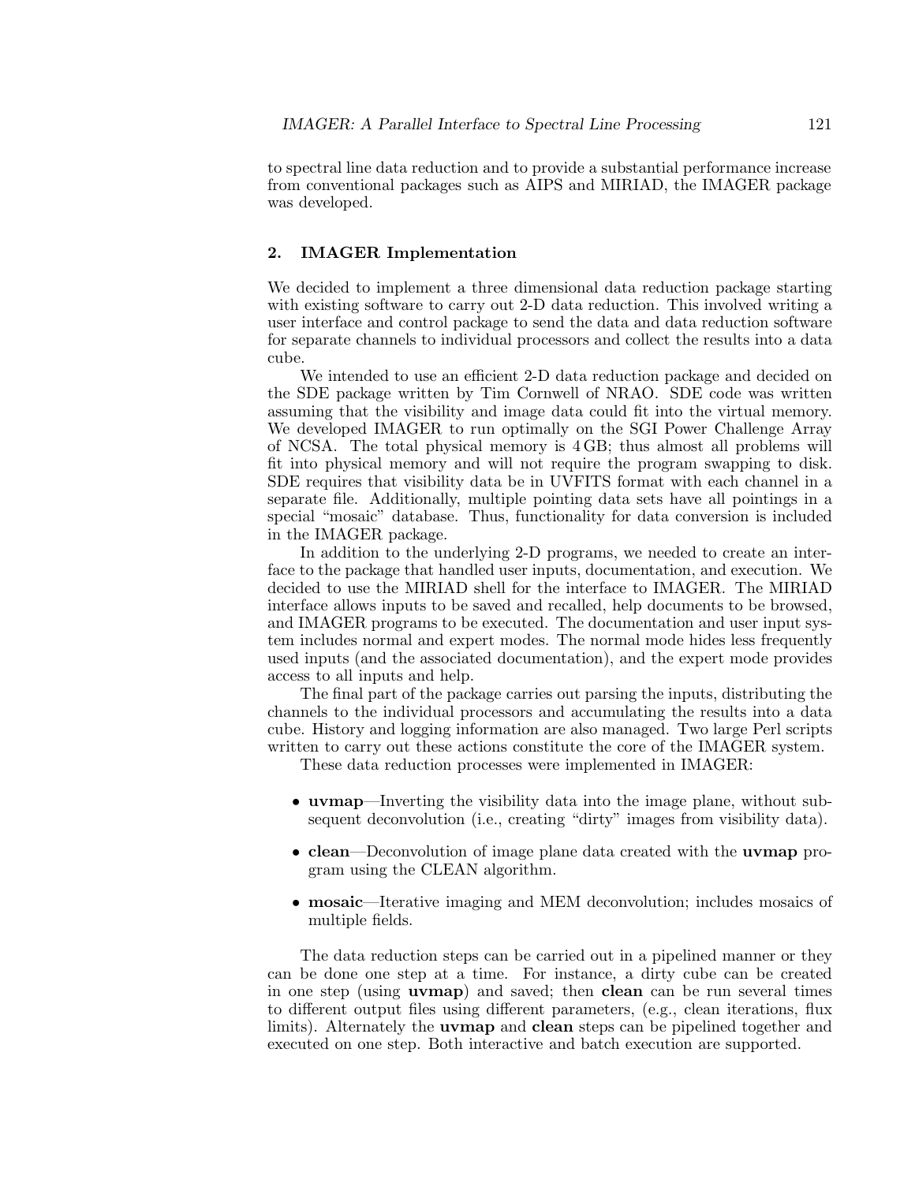to spectral line data reduction and to provide a substantial performance increase from conventional packages such as AIPS and MIRIAD, the IMAGER package was developed.

## 2. IMAGER Implementation

We decided to implement a three dimensional data reduction package starting with existing software to carry out 2-D data reduction. This involved writing a user interface and control package to send the data and data reduction software for separate channels to individual processors and collect the results into a data cube.

We intended to use an efficient 2-D data reduction package and decided on the SDE package written by Tim Cornwell of NRAO. SDE code was written assuming that the visibility and image data could fit into the virtual memory. We developed IMAGER to run optimally on the SGI Power Challenge Array of NCSA. The total physical memory is 4 GB; thus almost all problems will fit into physical memory and will not require the program swapping to disk. SDE requires that visibility data be in UVFITS format with each channel in a separate file. Additionally, multiple pointing data sets have all pointings in a special "mosaic" database. Thus, functionality for data conversion is included in the IMAGER package.

In addition to the underlying 2-D programs, we needed to create an interface to the package that handled user inputs, documentation, and execution. We decided to use the MIRIAD shell for the interface to IMAGER. The MIRIAD interface allows inputs to be saved and recalled, help documents to be browsed, and IMAGER programs to be executed. The documentation and user input system includes normal and expert modes. The normal mode hides less frequently used inputs (and the associated documentation), and the expert mode provides access to all inputs and help.

The final part of the package carries out parsing the inputs, distributing the channels to the individual processors and accumulating the results into a data cube. History and logging information are also managed. Two large Perl scripts written to carry out these actions constitute the core of the IMAGER system.

These data reduction processes were implemented in IMAGER:

- **uvmap**—Inverting the visibility data into the image plane, without subsequent deconvolution (i.e., creating "dirty" images from visibility data).
- **clean**—Deconvolution of image plane data created with the **uvmap** program using the CLEAN algorithm.
- **mosaic**—Iterative imaging and MEM deconvolution; includes mosaics of multiple fields.

The data reduction steps can be carried out in a pipelined manner or they can be done one step at a time. For instance, a dirty cube can be created in one step (using **uvmap**) and saved; then **clean** can be run several times to different output files using different parameters, (e.g., clean iterations, flux limits). Alternately the **uvmap** and **clean** steps can be pipelined together and executed on one step. Both interactive and batch execution are supported.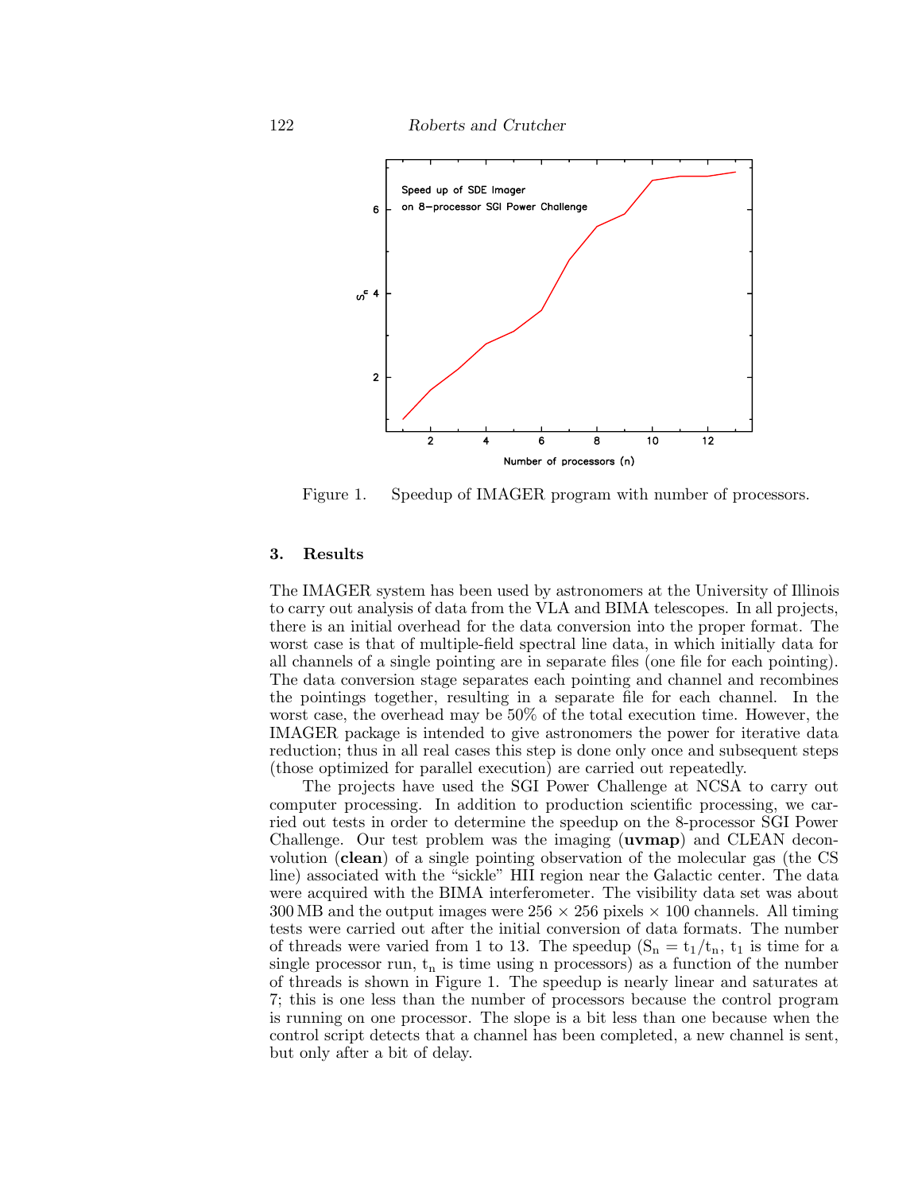Figure 1. Speedup of IMAGER program with number of processors.

## 3. Results

The IMAGER system has been used by astronomers at the University of Illinois to carry out analysis of data from the VLA and BIMA telescopes. In all projects, there is an initial overhead for the data conversion into the proper format. The worst case is that of multiple-field spectral line data, in which initially data for all channels of a single pointing are in separate files (one file for each pointing). The data conversion stage separates each pointing and channel and recombines the pointings together, resulting in a separate file for each channel. In the worst case, the overhead may be 50% of the total execution time. However, the IMAGER package is intended to give astronomers the power for iterative data reduction; thus in all real cases this step is done only once and subsequent steps (those optimized for parallel execution) are carried out repeatedly.

The projects have used the SGI Power Challenge at NCSA to carry out computer processing. In addition to production scientific processing, we carried out tests in order to determine the speedup on the 8-processor SGI Power Challenge. Our test problem was the imaging (**uvmap**) and CLEAN deconvolution (**clean**) of a single pointing observation of the molecular gas (the CS line) associated with the "sickle" HII region near the Galactic center. The data were acquired with the BIMA interferometer. The visibility data set was about 300 MB and the output images were 256 × 256 pixels × 100 channels. All timing tests were carried out after the initial conversion of data formats. The number of threads were varied from 1 to 13. The speedup ($S_n = t_1/t_n$, $t_1$ is time for a single processor run, $t_n$ is time using n processors) as a function of the number of threads is shown in Figure 1. The speedup is nearly linear and saturates at 7; this is one less than the number of processors because the control program is running on one processor. The slope is a bit less than one because when the control script detects that a channel has been completed, a new channel is sent, but only after a bit of delay.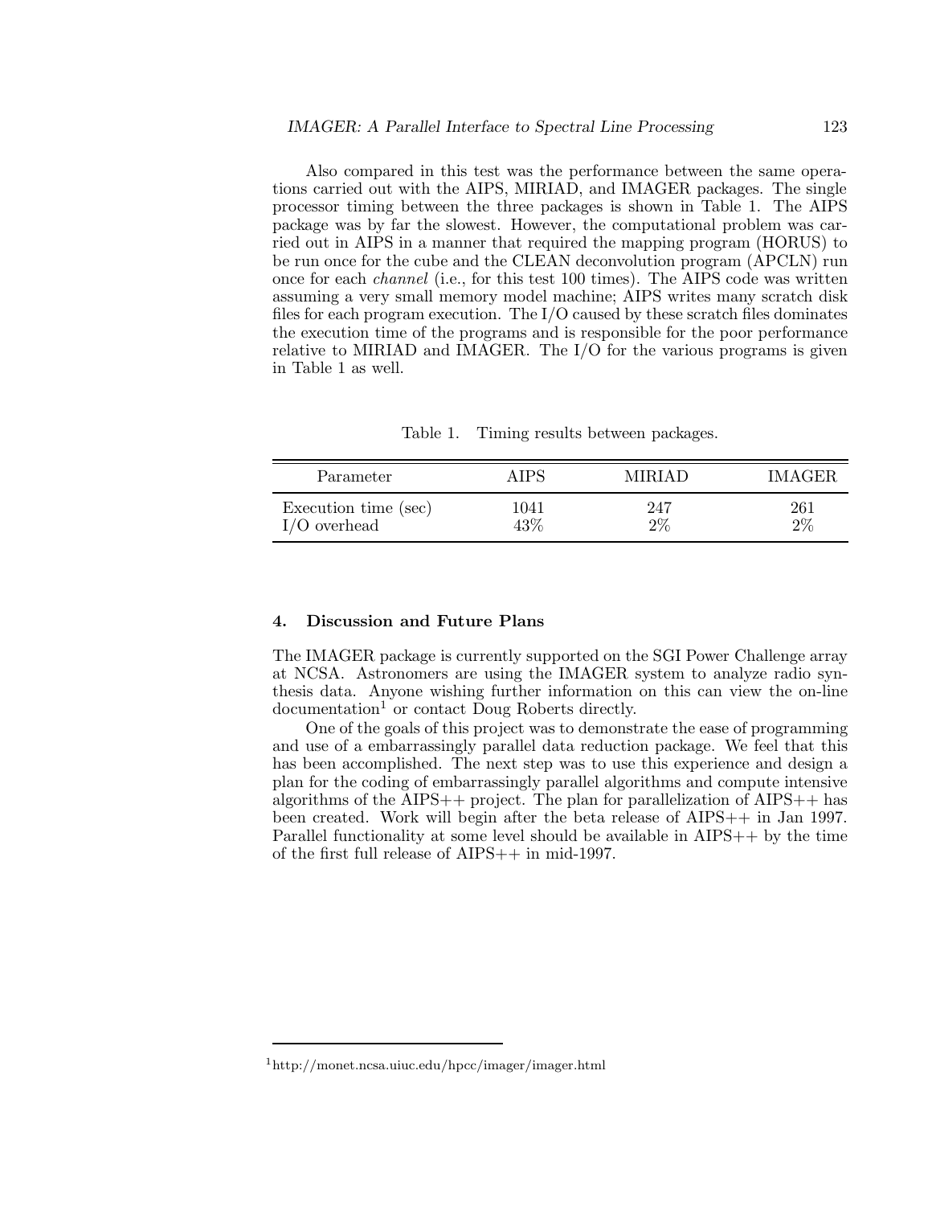Also compared in this test was the performance between the same operations carried out with the AIPS, MIRIAD, and IMAGER packages. The single processor timing between the three packages is shown in Table 1. The AIPS package was by far the slowest. However, the computational problem was carried out in AIPS in a manner that required the mapping program (HORUS) to be run once for the cube and the CLEAN deconvolution program (APCLN) run once for each *channel* (i.e., for this test 100 times). The AIPS code was written assuming a very small memory model machine; AIPS writes many scratch disk files for each program execution. The I/O caused by these scratch files dominates the execution time of the programs and is responsible for the poor performance relative to MIRIAD and IMAGER. The I/O for the various programs is given in Table 1 as well.

Table 1. Timing results between packages.

| Parameter | AIPS | MIRIAD | IMAGER |
|---|---|---|---|
| Execution time (sec) | 1041 | 247 | 261 |
| I/O overhead | 43% | 2% | 2% |

## 4. Discussion and Future Plans

The IMAGER package is currently supported on the SGI Power Challenge array at NCSA. Astronomers are using the IMAGER system to analyze radio synthesis data. Anyone wishing further information on this can view the on-line documentation[1] or contact Doug Roberts directly.

One of the goals of this project was to demonstrate the ease of programming and use of a embarrassingly parallel data reduction package. We feel that this has been accomplished. The next step was to use this experience and design a plan for the coding of embarrassingly parallel algorithms and compute intensive algorithms of the AIPS++ project. The plan for parallelization of AIPS++ has been created. Work will begin after the beta release of AIPS++ in Jan 1997. Parallel functionality at some level should be available in AIPS++ by the time of the first full release of AIPS++ in mid-1997.

[1] http://monet.ncsa.uiuc.edu/hpcc/imager/imager.html